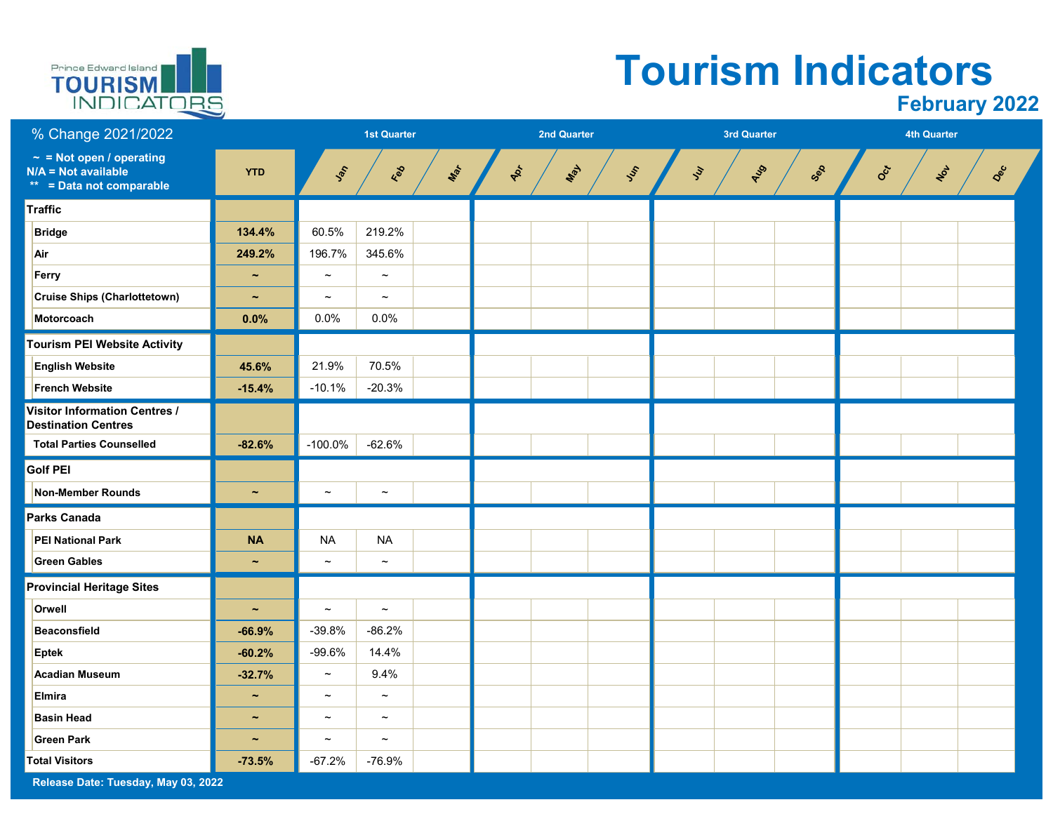# Tourism Indicators

## February 2022

| % Change 2021/2022<br>~ = Not open / operating<br>N/A = Not available<br>** = Data not comparable | YTD | 1st Quarter | | | 2nd Quarter | | | 3rd Quarter | | | 4th Quarter | | |
|---|---|---|---|---|---|---|---|---|---|---|---|---|---|
| | | Jan | Feb | Mar | Apr | May | Jun | Jul | Aug | Sep | Oct | Nov | Dec |
| **Traffic** | | | | | | | | | | | | | |
| **Bridge** | **134.4%** | 60.5% | 219.2% | | | | | | | | | | |
| **Air** | **249.2%** | 196.7% | 345.6% | | | | | | | | | | |
| **Ferry** | **~** | ~ | ~ | | | | | | | | | | |
| **Cruise Ships (Charlottetown)** | **~** | ~ | ~ | | | | | | | | | | |
| **Motorcoach** | **0.0%** | 0.0% | 0.0% | | | | | | | | | | |
| **Tourism PEI Website Activity** | | | | | | | | | | | | | |
| **English Website** | **45.6%** | 21.9% | 70.5% | | | | | | | | | | |
| **French Website** | **-15.4%** | -10.1% | -20.3% | | | | | | | | | | |
| **Visitor Information Centres / Destination Centres** | | | | | | | | | | | | | |
| **Total Parties Counselled** | **-82.6%** | -100.0% | -62.6% | | | | | | | | | | |
| **Golf PEI** | | | | | | | | | | | | | |
| **Non-Member Rounds** | **~** | ~ | ~ | | | | | | | | | | |
| **Parks Canada** | | | | | | | | | | | | | |
| **PEI National Park** | **NA** | NA | NA | | | | | | | | | | |
| **Green Gables** | **~** | ~ | ~ | | | | | | | | | | |
| **Provincial Heritage Sites** | | | | | | | | | | | | | |
| **Orwell** | **~** | ~ | ~ | | | | | | | | | | |
| **Beaconsfield** | **-66.9%** | -39.8% | -86.2% | | | | | | | | | | |
| **Eptek** | **-60.2%** | -99.6% | 14.4% | | | | | | | | | | |
| **Acadian Museum** | **-32.7%** | ~ | 9.4% | | | | | | | | | | |
| **Elmira** | **~** | ~ | ~ | | | | | | | | | | |
| **Basin Head** | **~** | ~ | ~ | | | | | | | | | | |
| **Green Park** | **~** | ~ | ~ | | | | | | | | | | |
| **Total Visitors** | **-73.5%** | -67.2% | -76.9% | | | | | | | | | | |

**Release Date: Tuesday, May 03, 2022**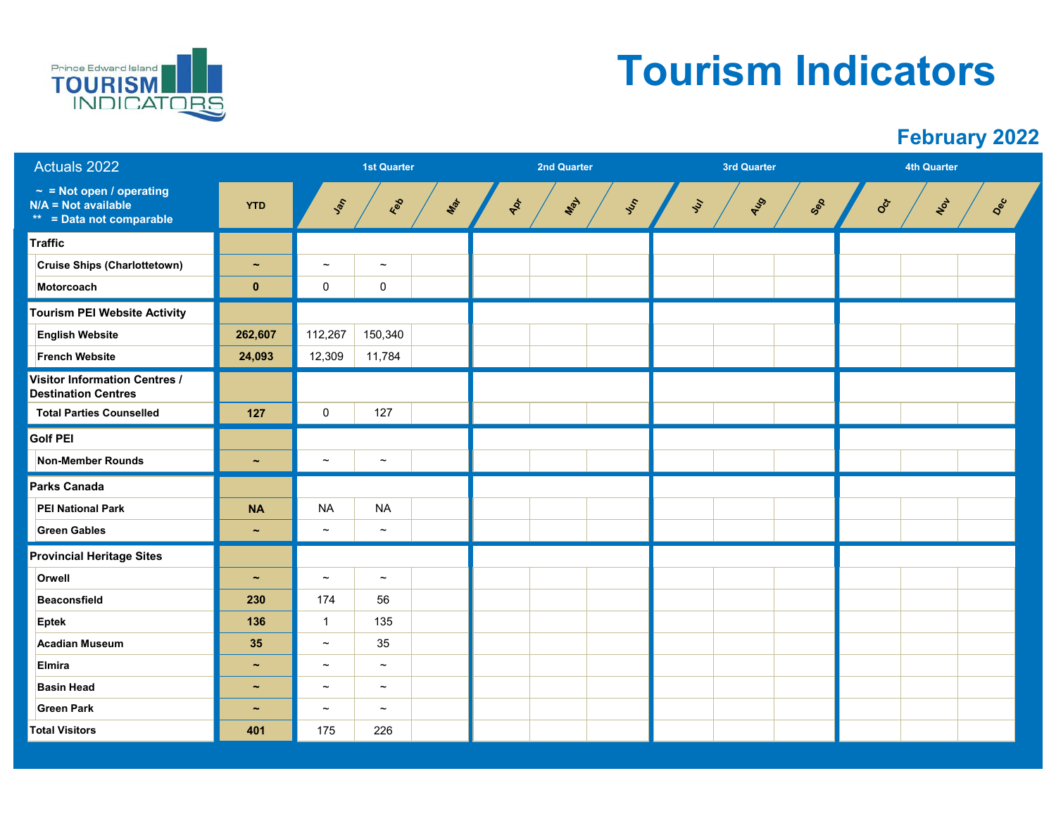# Tourism Indicators

## February 2022

| Actuals 2022 | YTD | Jan | Feb | Mar | Apr | May | Jun | Jul | Aug | Sep | Oct | Nov | Dec |
|---|---|---|---|---|---|---|---|---|---|---|---|---|---|
| | | 1st Quarter | | | 2nd Quarter | | | 3rd Quarter | | | 4th Quarter | | |
| **Traffic** | | | | | | | | | | | | | |
| Cruise Ships (Charlottetown) | ~ | ~ | ~ | | | | | | | | | | |
| Motorcoach | 0 | 0 | 0 | | | | | | | | | | |
| **Tourism PEI Website Activity** | | | | | | | | | | | | | |
| English Website | 262,607 | 112,267 | 150,340 | | | | | | | | | | |
| French Website | 24,093 | 12,309 | 11,784 | | | | | | | | | | |
| **Visitor Information Centres / Destination Centres** | | | | | | | | | | | | | |
| Total Parties Counselled | 127 | 0 | 127 | | | | | | | | | | |
| **Golf PEI** | | | | | | | | | | | | | |
| Non-Member Rounds | ~ | ~ | ~ | | | | | | | | | | |
| **Parks Canada** | | | | | | | | | | | | | |
| PEI National Park | NA | NA | NA | | | | | | | | | | |
| Green Gables | ~ | ~ | ~ | | | | | | | | | | |
| **Provincial Heritage Sites** | | | | | | | | | | | | | |
| Orwell | ~ | ~ | ~ | | | | | | | | | | |
| Beaconsfield | 230 | 174 | 56 | | | | | | | | | | |
| Eptek | 136 | 1 | 135 | | | | | | | | | | |
| Acadian Museum | 35 | ~ | 35 | | | | | | | | | | |
| Elmira | ~ | ~ | ~ | | | | | | | | | | |
| Basin Head | ~ | ~ | ~ | | | | | | | | | | |
| Green Park | ~ | ~ | ~ | | | | | | | | | | |
| **Total Visitors** | 401 | 175 | 226 | | | | | | | | | | |

~ = Not open / operating
N/A = Not available
** = Data not comparable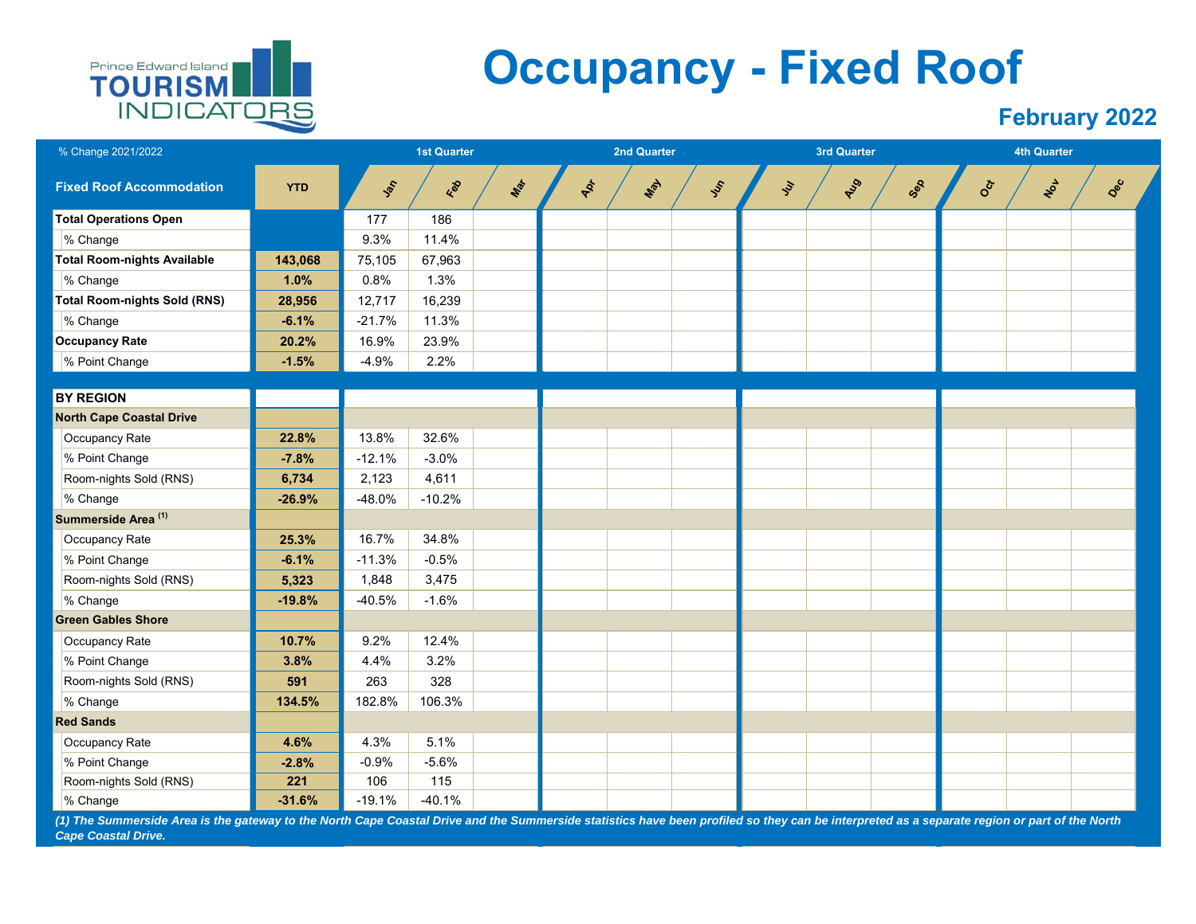Prince Edward Island TOURISM INDICATORS

# Occupancy - Fixed Roof

## February 2022

| % Change 2021/2022 | | 1st Quarter | | | 2nd Quarter | | | 3rd Quarter | | | 4th Quarter | | |
|---|---|---|---|---|---|---|---|---|---|---|---|---|---|
| **Fixed Roof Accommodation** | **YTD** | Jan | Feb | Mar | Apr | May | Jun | Jul | Aug | Sep | Oct | Nov | Dec |
| **Total Operations Open** | | 177 | 186 | | | | | | | | | | |
| % Change | | 9.3% | 11.4% | | | | | | | | | | |
| **Total Room-nights Available** | **143,068** | 75,105 | 67,963 | | | | | | | | | | |
| % Change | **1.0%** | 0.8% | 1.3% | | | | | | | | | | |
| **Total Room-nights Sold (RNS)** | **28,956** | 12,717 | 16,239 | | | | | | | | | | |
| % Change | **-6.1%** | -21.7% | 11.3% | | | | | | | | | | |
| **Occupancy Rate** | **20.2%** | 16.9% | 23.9% | | | | | | | | | | |
| % Point Change | **-1.5%** | -4.9% | 2.2% | | | | | | | | | | |
| **BY REGION** | | | | | | | | | | | | | |
| **North Cape Coastal Drive** | | | | | | | | | | | | | |
| Occupancy Rate | **22.8%** | 13.8% | 32.6% | | | | | | | | | | |
| % Point Change | **-7.8%** | -12.1% | -3.0% | | | | | | | | | | |
| Room-nights Sold (RNS) | **6,734** | 2,123 | 4,611 | | | | | | | | | | |
| % Change | **-26.9%** | -48.0% | -10.2% | | | | | | | | | | |
| **Summerside Area (1)** | | | | | | | | | | | | | |
| Occupancy Rate | **25.3%** | 16.7% | 34.8% | | | | | | | | | | |
| % Point Change | **-6.1%** | -11.3% | -0.5% | | | | | | | | | | |
| Room-nights Sold (RNS) | **5,323** | 1,848 | 3,475 | | | | | | | | | | |
| % Change | **-19.8%** | -40.5% | -1.6% | | | | | | | | | | |
| **Green Gables Shore** | | | | | | | | | | | | | |
| Occupancy Rate | **10.7%** | 9.2% | 12.4% | | | | | | | | | | |
| % Point Change | **3.8%** | 4.4% | 3.2% | | | | | | | | | | |
| Room-nights Sold (RNS) | **591** | 263 | 328 | | | | | | | | | | |
| % Change | **134.5%** | 182.8% | 106.3% | | | | | | | | | | |
| **Red Sands** | | | | | | | | | | | | | |
| Occupancy Rate | **4.6%** | 4.3% | 5.1% | | | | | | | | | | |
| % Point Change | **-2.8%** | -0.9% | -5.6% | | | | | | | | | | |
| Room-nights Sold (RNS) | **221** | 106 | 115 | | | | | | | | | | |
| % Change | **-31.6%** | -19.1% | -40.1% | | | | | | | | | | |

*(1) The Summerside Area is the gateway to the North Cape Coastal Drive and the Summerside statistics have been profiled so they can be interpreted as a separate region or part of the North Cape Coastal Drive.*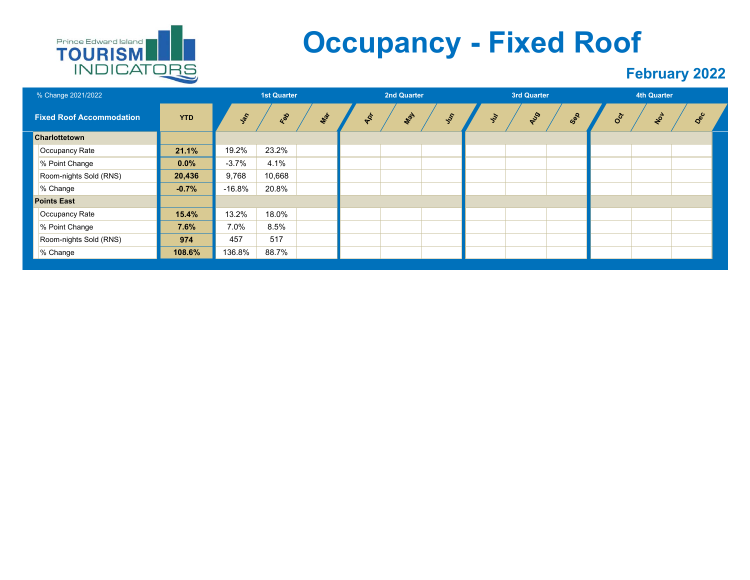Prince Edward Island TOURISM INDICATORS

# Occupancy - Fixed Roof

## February 2022

| % Change 2021/2022 | | 1st Quarter | | | 2nd Quarter | | | 3rd Quarter | | | 4th Quarter | | |
|---|---|---|---|---|---|---|---|---|---|---|---|---|---|
| **Fixed Roof Accommodation** | **YTD** | Jan | Feb | Mar | Apr | May | Jun | Jul | Aug | Sep | Oct | Nov | Dec |
| **Charlottetown** | | | | | | | | | | | | | |
| Occupancy Rate | **21.1%** | 19.2% | 23.2% | | | | | | | | | | |
| % Point Change | **0.0%** | -3.7% | 4.1% | | | | | | | | | | |
| Room-nights Sold (RNS) | **20,436** | 9,768 | 10,668 | | | | | | | | | | |
| % Change | **-0.7%** | -16.8% | 20.8% | | | | | | | | | | |
| **Points East** | | | | | | | | | | | | | |
| Occupancy Rate | **15.4%** | 13.2% | 18.0% | | | | | | | | | | |
| % Point Change | **7.6%** | 7.0% | 8.5% | | | | | | | | | | |
| Room-nights Sold (RNS) | **974** | 457 | 517 | | | | | | | | | | |
| % Change | **108.6%** | 136.8% | 88.7% | | | | | | | | | | |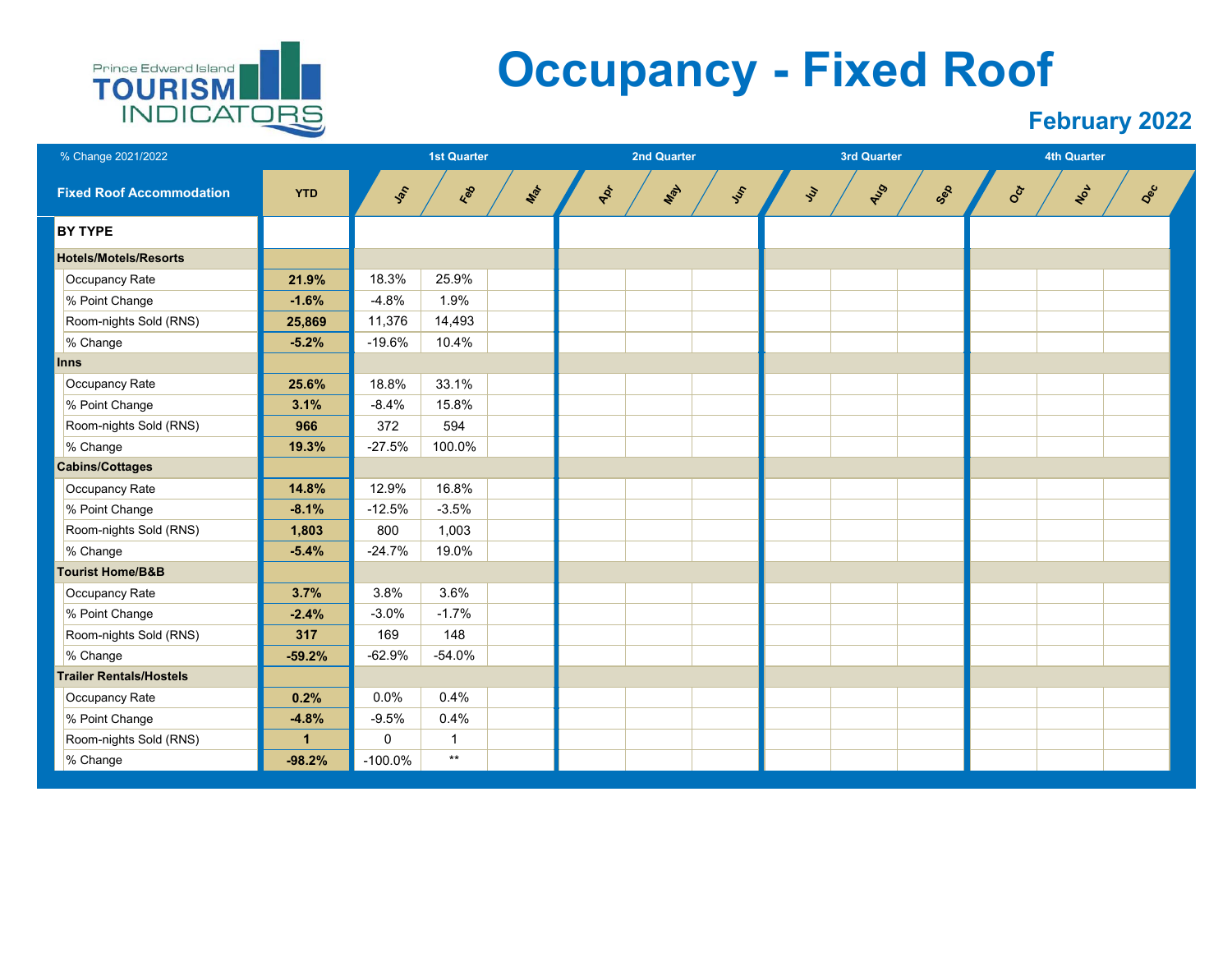# Occupancy - Fixed Roof

## February 2022

Prince Edward Island TOURISM INDICATORS

| % Change 2021/2022 | | 1st Quarter | | | 2nd Quarter | | | 3rd Quarter | | | 4th Quarter | | |
|---|---|---|---|---|---|---|---|---|---|---|---|---|---|
| Fixed Roof Accommodation | YTD | Jan | Feb | Mar | Apr | May | Jun | Jul | Aug | Sep | Oct | Nov | Dec |
| **BY TYPE** | | | | | | | | | | | | | |
| **Hotels/Motels/Resorts** | | | | | | | | | | | | | |
| Occupancy Rate | **21.9%** | 18.3% | 25.9% | | | | | | | | | | |
| % Point Change | **-1.6%** | -4.8% | 1.9% | | | | | | | | | | |
| Room-nights Sold (RNS) | **25,869** | 11,376 | 14,493 | | | | | | | | | | |
| % Change | **-5.2%** | -19.6% | 10.4% | | | | | | | | | | |
| **Inns** | | | | | | | | | | | | | |
| Occupancy Rate | **25.6%** | 18.8% | 33.1% | | | | | | | | | | |
| % Point Change | **3.1%** | -8.4% | 15.8% | | | | | | | | | | |
| Room-nights Sold (RNS) | **966** | 372 | 594 | | | | | | | | | | |
| % Change | **19.3%** | -27.5% | 100.0% | | | | | | | | | | |
| **Cabins/Cottages** | | | | | | | | | | | | | |
| Occupancy Rate | **14.8%** | 12.9% | 16.8% | | | | | | | | | | |
| % Point Change | **-8.1%** | -12.5% | -3.5% | | | | | | | | | | |
| Room-nights Sold (RNS) | **1,803** | 800 | 1,003 | | | | | | | | | | |
| % Change | **-5.4%** | -24.7% | 19.0% | | | | | | | | | | |
| **Tourist Home/B&B** | | | | | | | | | | | | | |
| Occupancy Rate | **3.7%** | 3.8% | 3.6% | | | | | | | | | | |
| % Point Change | **-2.4%** | -3.0% | -1.7% | | | | | | | | | | |
| Room-nights Sold (RNS) | **317** | 169 | 148 | | | | | | | | | | |
| % Change | **-59.2%** | -62.9% | -54.0% | | | | | | | | | | |
| **Trailer Rentals/Hostels** | | | | | | | | | | | | | |
| Occupancy Rate | **0.2%** | 0.0% | 0.4% | | | | | | | | | | |
| % Point Change | **-4.8%** | -9.5% | 0.4% | | | | | | | | | | |
| Room-nights Sold (RNS) | **1** | 0 | 1 | | | | | | | | | | |
| % Change | **-98.2%** | -100.0% | ** | | | | | | | | | | |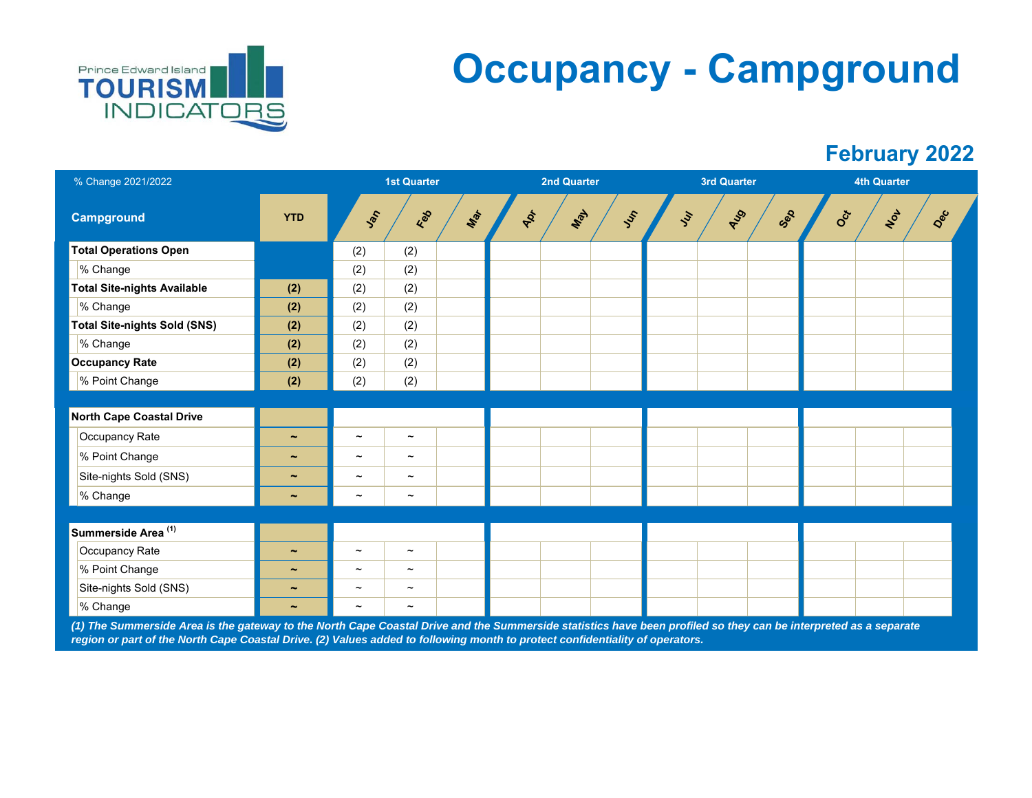# Occupancy - Campground

## February 2022

| % Change 2021/2022 | | 1st Quarter | | | 2nd Quarter | | | 3rd Quarter | | | 4th Quarter | | |
|---|---|---|---|---|---|---|---|---|---|---|---|---|---|
| **Campground** | **YTD** | Jan | Feb | Mar | Apr | May | Jun | Jul | Aug | Sep | Oct | Nov | Dec |
| **Total Operations Open** | | (2) | (2) | | | | | | | | | | |
| % Change | | (2) | (2) | | | | | | | | | | |
| **Total Site-nights Available** | **(2)** | (2) | (2) | | | | | | | | | | |
| % Change | **(2)** | (2) | (2) | | | | | | | | | | |
| **Total Site-nights Sold (SNS)** | **(2)** | (2) | (2) | | | | | | | | | | |
| % Change | **(2)** | (2) | (2) | | | | | | | | | | |
| **Occupancy Rate** | **(2)** | (2) | (2) | | | | | | | | | | |
| % Point Change | **(2)** | (2) | (2) | | | | | | | | | | |
| **North Cape Coastal Drive** | | | | | | | | | | | | | |
| Occupancy Rate | **~** | ~ | ~ | | | | | | | | | | |
| % Point Change | **~** | ~ | ~ | | | | | | | | | | |
| Site-nights Sold (SNS) | **~** | ~ | ~ | | | | | | | | | | |
| % Change | **~** | ~ | ~ | | | | | | | | | | |
| **Summerside Area** [(1)] | | | | | | | | | | | | | |
| Occupancy Rate | **~** | ~ | ~ | | | | | | | | | | |
| % Point Change | **~** | ~ | ~ | | | | | | | | | | |
| Site-nights Sold (SNS) | **~** | ~ | ~ | | | | | | | | | | |
| % Change | **~** | ~ | ~ | | | | | | | | | | |

***(1) The Summerside Area is the gateway to the North Cape Coastal Drive and the Summerside statistics have been profiled so they can be interpreted as a separate region or part of the North Cape Coastal Drive. (2) Values added to following month to protect confidentiality of operators.***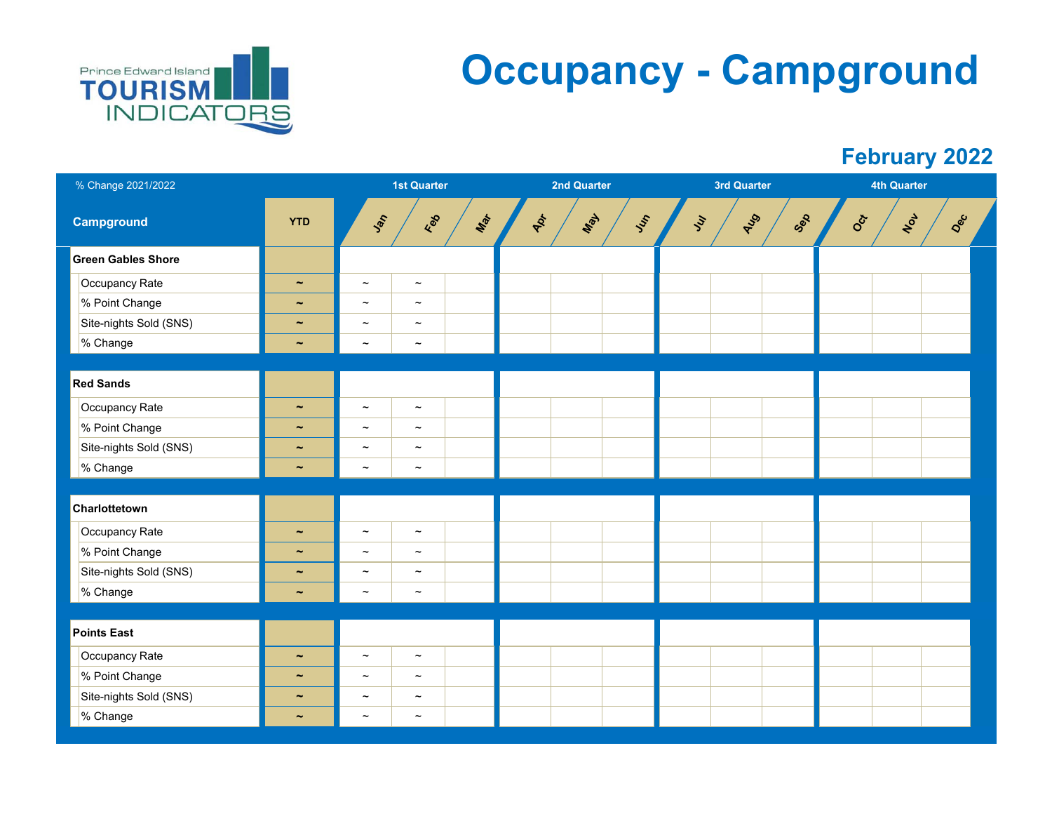Prince Edward Island TOURISM INDICATORS

# Occupancy - Campground

## February 2022

| % Change 2021/2022 | | 1st Quarter | | | 2nd Quarter | | | 3rd Quarter | | | 4th Quarter | | |
|---|---|---|---|---|---|---|---|---|---|---|---|---|---|
| **Campground** | **YTD** | Jan | Feb | Mar | Apr | May | Jun | Jul | Aug | Sep | Oct | Nov | Dec |
| **Green Gables Shore** | | | | | | | | | | | | | |
| Occupancy Rate | ~ | ~ | ~ | | | | | | | | | | |
| % Point Change | ~ | ~ | ~ | | | | | | | | | | |
| Site-nights Sold (SNS) | ~ | ~ | ~ | | | | | | | | | | |
| % Change | ~ | ~ | ~ | | | | | | | | | | |
| **Red Sands** | | | | | | | | | | | | | |
| Occupancy Rate | ~ | ~ | ~ | | | | | | | | | | |
| % Point Change | ~ | ~ | ~ | | | | | | | | | | |
| Site-nights Sold (SNS) | ~ | ~ | ~ | | | | | | | | | | |
| % Change | ~ | ~ | ~ | | | | | | | | | | |
| **Charlottetown** | | | | | | | | | | | | | |
| Occupancy Rate | ~ | ~ | ~ | | | | | | | | | | |
| % Point Change | ~ | ~ | ~ | | | | | | | | | | |
| Site-nights Sold (SNS) | ~ | ~ | ~ | | | | | | | | | | |
| % Change | ~ | ~ | ~ | | | | | | | | | | |
| **Points East** | | | | | | | | | | | | | |
| Occupancy Rate | ~ | ~ | ~ | | | | | | | | | | |
| % Point Change | ~ | ~ | ~ | | | | | | | | | | |
| Site-nights Sold (SNS) | ~ | ~ | ~ | | | | | | | | | | |
| % Change | ~ | ~ | ~ | | | | | | | | | | |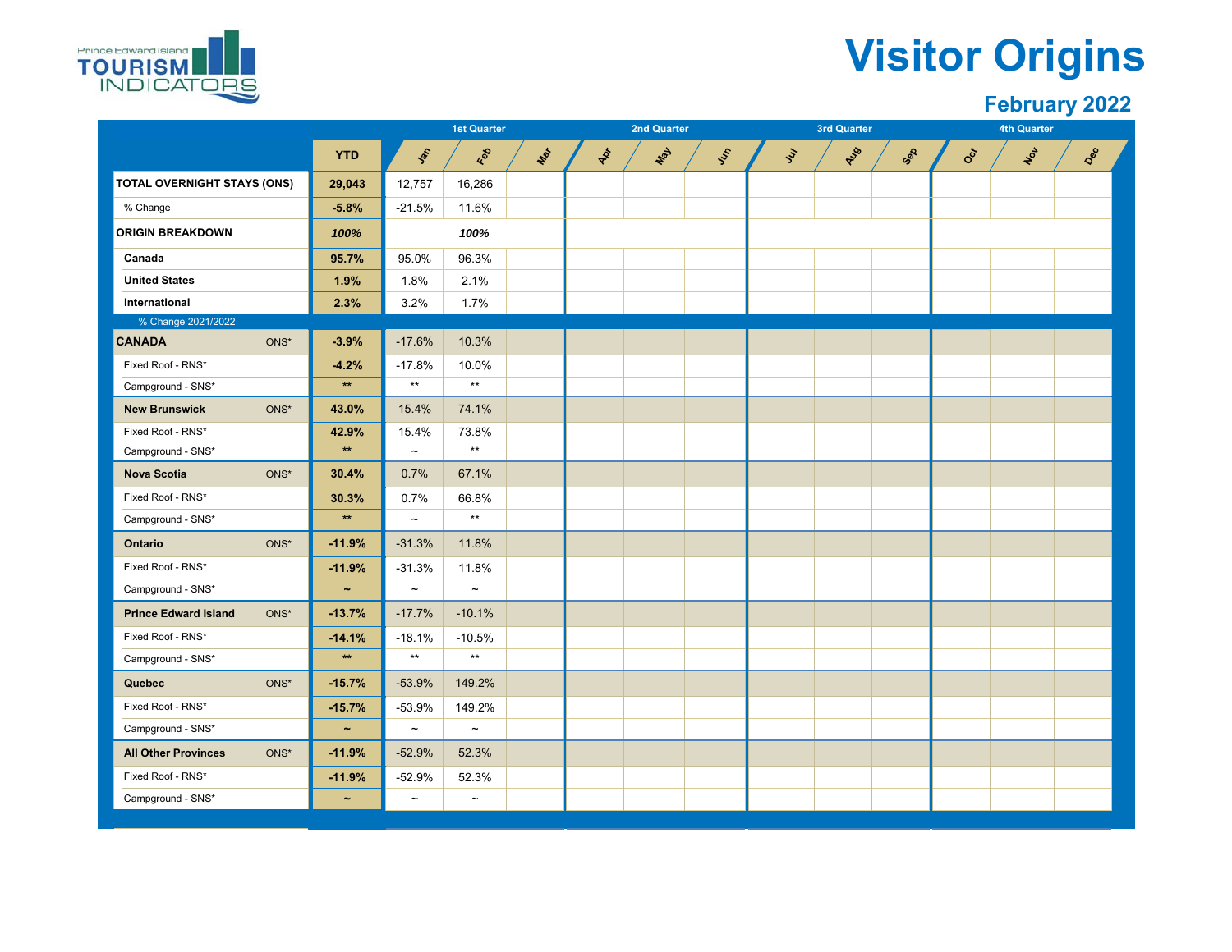Prince Edward Island TOURISM INDICATORS

# Visitor Origins

## February 2022

| | YTD | Jan | Feb | Mar | Apr | May | Jun | Jul | Aug | Sep | Oct | Nov | Dec |
|---|---|---|---|---|---|---|---|---|---|---|---|---|---|
| | | 1st Quarter | | | 2nd Quarter | | | 3rd Quarter | | | 4th Quarter | | |
| **TOTAL OVERNIGHT STAYS (ONS)** | **29,043** | 12,757 | 16,286 | | | | | | | | | | |
| % Change | **-5.8%** | -21.5% | 11.6% | | | | | | | | | | |
| **ORIGIN BREAKDOWN** | ***100%*** | | ***100%*** | | | | | | | | | | |
| **Canada** | **95.7%** | 95.0% | 96.3% | | | | | | | | | | |
| **United States** | **1.9%** | 1.8% | 2.1% | | | | | | | | | | |
| **International** | **2.3%** | 3.2% | 1.7% | | | | | | | | | | |
| % Change 2021/2022 | | | | | | | | | | | | | |
| **CANADA** ONS* | **-3.9%** | -17.6% | 10.3% | | | | | | | | | | |
| Fixed Roof - RNS* | **-4.2%** | -17.8% | 10.0% | | | | | | | | | | |
| Campground - SNS* | ** | ** | ** | | | | | | | | | | |
| **New Brunswick** ONS* | **43.0%** | 15.4% | 74.1% | | | | | | | | | | |
| Fixed Roof - RNS* | **42.9%** | 15.4% | 73.8% | | | | | | | | | | |
| Campground - SNS* | ** | ~ | ** | | | | | | | | | | |
| **Nova Scotia** ONS* | **30.4%** | 0.7% | 67.1% | | | | | | | | | | |
| Fixed Roof - RNS* | **30.3%** | 0.7% | 66.8% | | | | | | | | | | |
| Campground - SNS* | ** | ~ | ** | | | | | | | | | | |
| **Ontario** ONS* | **-11.9%** | -31.3% | 11.8% | | | | | | | | | | |
| Fixed Roof - RNS* | **-11.9%** | -31.3% | 11.8% | | | | | | | | | | |
| Campground - SNS* | ~ | ~ | ~ | | | | | | | | | | |
| **Prince Edward Island** ONS* | **-13.7%** | -17.7% | -10.1% | | | | | | | | | | |
| Fixed Roof - RNS* | **-14.1%** | -18.1% | -10.5% | | | | | | | | | | |
| Campground - SNS* | ** | ** | ** | | | | | | | | | | |
| **Quebec** ONS* | **-15.7%** | -53.9% | 149.2% | | | | | | | | | | |
| Fixed Roof - RNS* | **-15.7%** | -53.9% | 149.2% | | | | | | | | | | |
| Campground - SNS* | ~ | ~ | ~ | | | | | | | | | | |
| **All Other Provinces** ONS* | **-11.9%** | -52.9% | 52.3% | | | | | | | | | | |
| Fixed Roof - RNS* | **-11.9%** | -52.9% | 52.3% | | | | | | | | | | |
| Campground - SNS* | ~ | ~ | ~ | | | | | | | | | | |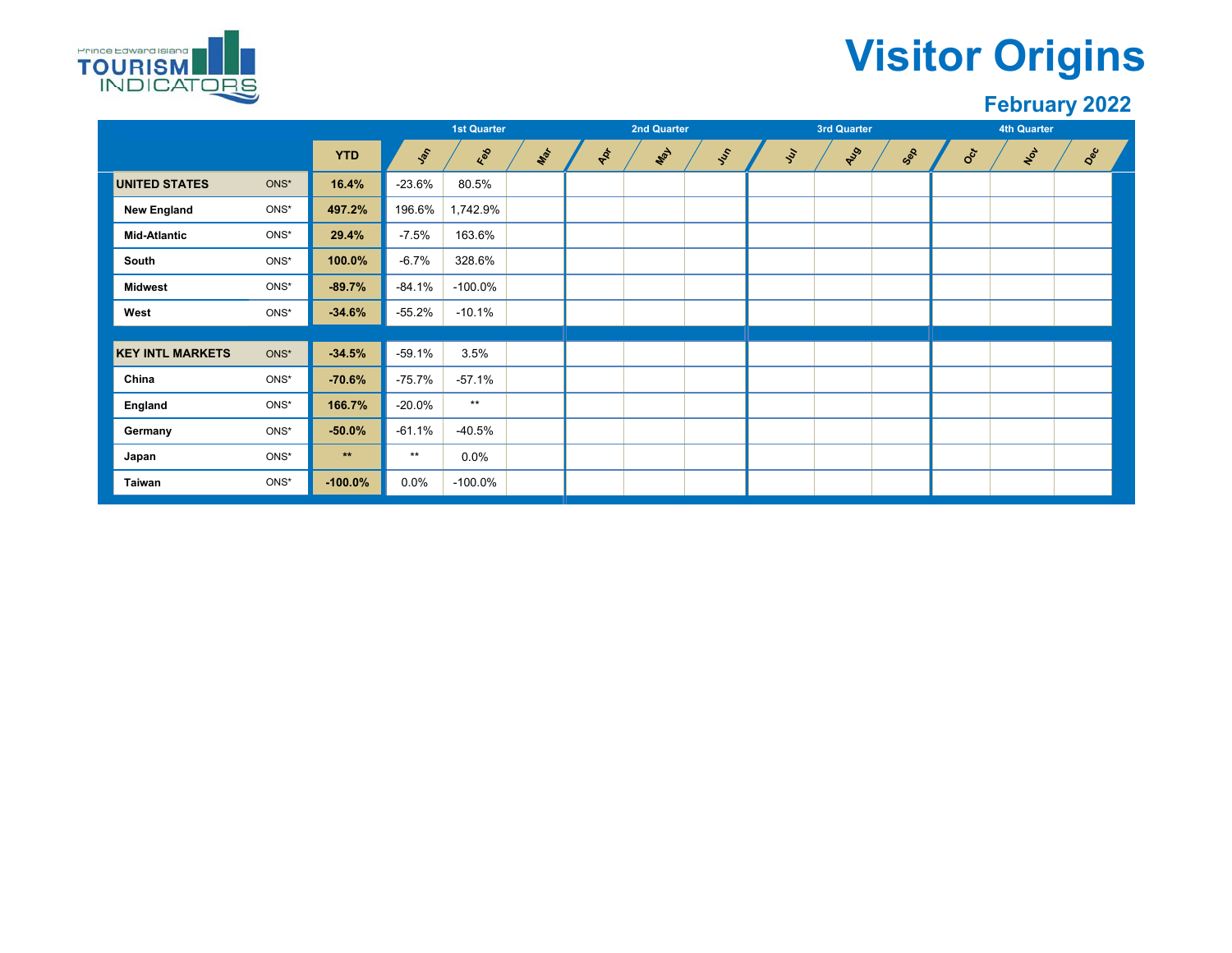# Visitor Origins

## February 2022

| | | YTD | 1st Quarter | | | 2nd Quarter | | | 3rd Quarter | | | 4th Quarter | | |
|---|---|---|---|---|---|---|---|---|---|---|---|---|---|---|
| | | | Jan | Feb | Mar | Apr | May | Jun | Jul | Aug | Sep | Oct | Nov | Dec |
| **UNITED STATES** | ONS* | **16.4%** | -23.6% | 80.5% | | | | | | | | | | |
| **New England** | ONS* | **497.2%** | 196.6% | 1,742.9% | | | | | | | | | | |
| **Mid-Atlantic** | ONS* | **29.4%** | -7.5% | 163.6% | | | | | | | | | | |
| **South** | ONS* | **100.0%** | -6.7% | 328.6% | | | | | | | | | | |
| **Midwest** | ONS* | **-89.7%** | -84.1% | -100.0% | | | | | | | | | | |
| **West** | ONS* | **-34.6%** | -55.2% | -10.1% | | | | | | | | | | |
| **KEY INTL MARKETS** | ONS* | **-34.5%** | -59.1% | 3.5% | | | | | | | | | | |
| **China** | ONS* | **-70.6%** | -75.7% | -57.1% | | | | | | | | | | |
| **England** | ONS* | **166.7%** | -20.0% | ** | | | | | | | | | | |
| **Germany** | ONS* | **-50.0%** | -61.1% | -40.5% | | | | | | | | | | |
| **Japan** | ONS* | ** | ** | 0.0% | | | | | | | | | | |
| **Taiwan** | ONS* | **-100.0%** | 0.0% | -100.0% | | | | | | | | | | |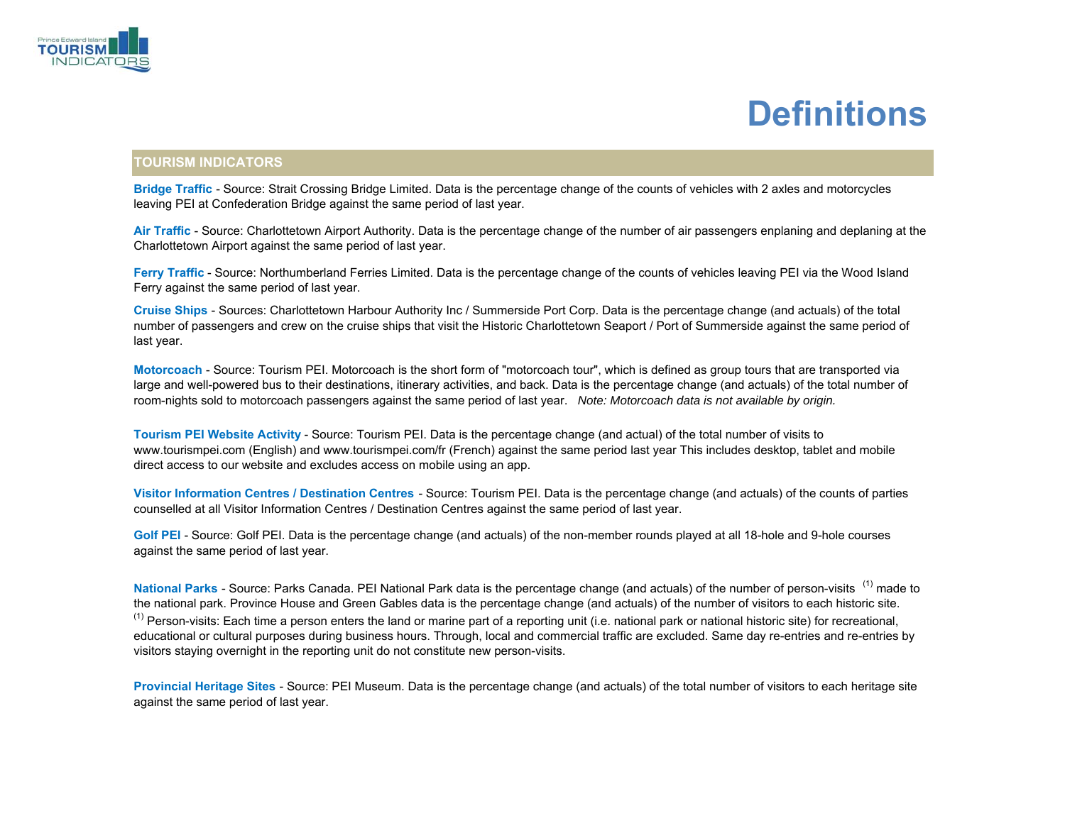# Definitions

## TOURISM INDICATORS

**Bridge Traffic** - Source: Strait Crossing Bridge Limited. Data is the percentage change of the counts of vehicles with 2 axles and motorcycles leaving PEI at Confederation Bridge against the same period of last year.

**Air Traffic** - Source: Charlottetown Airport Authority. Data is the percentage change of the number of air passengers enplaning and deplaning at the Charlottetown Airport against the same period of last year.

**Ferry Traffic** - Source: Northumberland Ferries Limited. Data is the percentage change of the counts of vehicles leaving PEI via the Wood Island Ferry against the same period of last year.

**Cruise Ships** - Sources: Charlottetown Harbour Authority Inc / Summerside Port Corp. Data is the percentage change (and actuals) of the total number of passengers and crew on the cruise ships that visit the Historic Charlottetown Seaport / Port of Summerside against the same period of last year.

**Motorcoach** - Source: Tourism PEI. Motorcoach is the short form of "motorcoach tour", which is defined as group tours that are transported via large and well-powered bus to their destinations, itinerary activities, and back. Data is the percentage change (and actuals) of the total number of room-nights sold to motorcoach passengers against the same period of last year. *Note: Motorcoach data is not available by origin.*

**Tourism PEI Website Activity** - Source: Tourism PEI. Data is the percentage change (and actual) of the total number of visits to www.tourismpei.com (English) and www.tourismpei.com/fr (French) against the same period last year This includes desktop, tablet and mobile direct access to our website and excludes access on mobile using an app.

**Visitor Information Centres / Destination Centres** - Source: Tourism PEI. Data is the percentage change (and actuals) of the counts of parties counselled at all Visitor Information Centres / Destination Centres against the same period of last year.

**Golf PEI** - Source: Golf PEI. Data is the percentage change (and actuals) of the non-member rounds played at all 18-hole and 9-hole courses against the same period of last year.

**National Parks** - Source: Parks Canada. PEI National Park data is the percentage change (and actuals) of the number of person-visits [(1)] made to the national park. Province House and Green Gables data is the percentage change (and actuals) of the number of visitors to each historic site.
[(1)] Person-visits: Each time a person enters the land or marine part of a reporting unit (i.e. national park or national historic site) for recreational, educational or cultural purposes during business hours. Through, local and commercial traffic are excluded. Same day re-entries and re-entries by visitors staying overnight in the reporting unit do not constitute new person-visits.

**Provincial Heritage Sites** - Source: PEI Museum. Data is the percentage change (and actuals) of the total number of visitors to each heritage site against the same period of last year.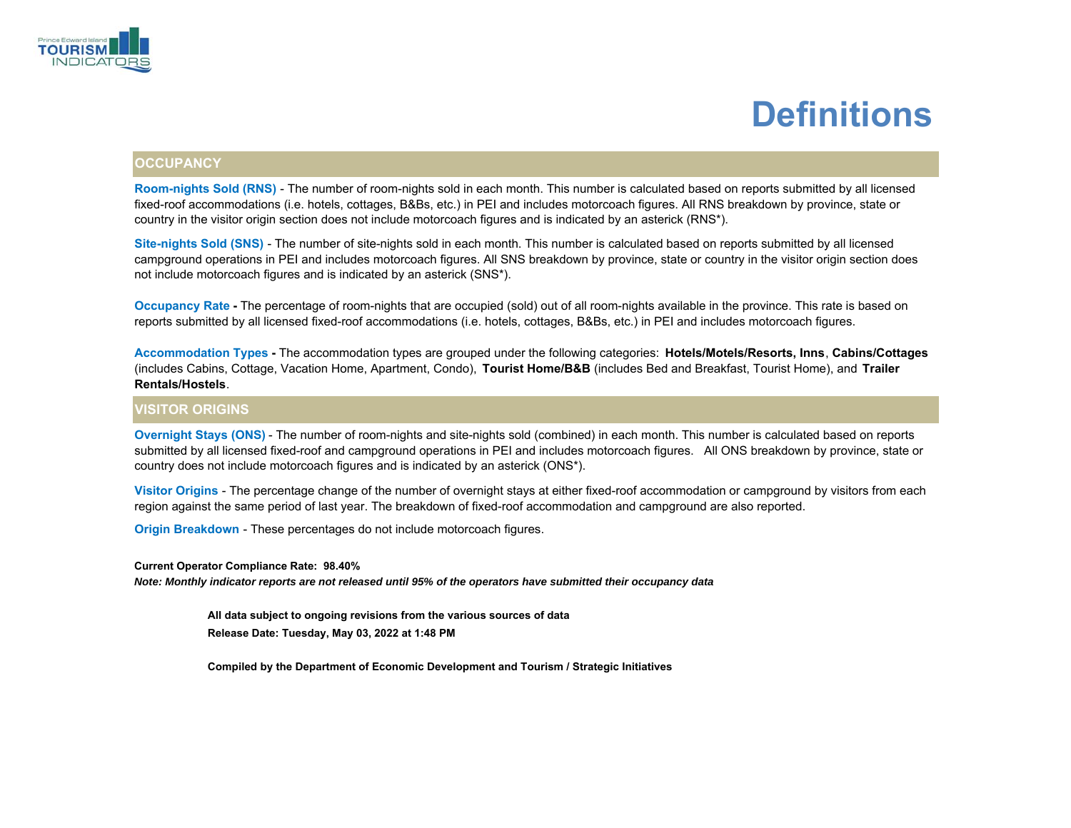# Definitions

## OCCUPANCY

**Room-nights Sold (RNS)** - The number of room-nights sold in each month. This number is calculated based on reports submitted by all licensed fixed-roof accommodations (i.e. hotels, cottages, B&Bs, etc.) in PEI and includes motorcoach figures. All RNS breakdown by province, state or country in the visitor origin section does not include motorcoach figures and is indicated by an asterick (RNS*).

**Site-nights Sold (SNS)** - The number of site-nights sold in each month. This number is calculated based on reports submitted by all licensed campground operations in PEI and includes motorcoach figures. All SNS breakdown by province, state or country in the visitor origin section does not include motorcoach figures and is indicated by an asterick (SNS*).

**Occupancy Rate -** The percentage of room-nights that are occupied (sold) out of all room-nights available in the province. This rate is based on reports submitted by all licensed fixed-roof accommodations (i.e. hotels, cottages, B&Bs, etc.) in PEI and includes motorcoach figures.

**Accommodation Types -** The accommodation types are grouped under the following categories: **Hotels/Motels/Resorts, Inns**, **Cabins/Cottages** (includes Cabins, Cottage, Vacation Home, Apartment, Condo), **Tourist Home/B&B** (includes Bed and Breakfast, Tourist Home), and **Trailer Rentals/Hostels**.

## VISITOR ORIGINS

**Overnight Stays (ONS)** - The number of room-nights and site-nights sold (combined) in each month. This number is calculated based on reports submitted by all licensed fixed-roof and campground operations in PEI and includes motorcoach figures. All ONS breakdown by province, state or country does not include motorcoach figures and is indicated by an asterick (ONS*).

**Visitor Origins** - The percentage change of the number of overnight stays at either fixed-roof accommodation or campground by visitors from each region against the same period of last year. The breakdown of fixed-roof accommodation and campground are also reported.

**Origin Breakdown** - These percentages do not include motorcoach figures.

**Current Operator Compliance Rate: 98.40%**

***Note: Monthly indicator reports are not released until 95% of the operators have submitted their occupancy data***

**All data subject to ongoing revisions from the various sources of data**

**Release Date: Tuesday, May 03, 2022 at 1:48 PM**

**Compiled by the Department of Economic Development and Tourism / Strategic Initiatives**